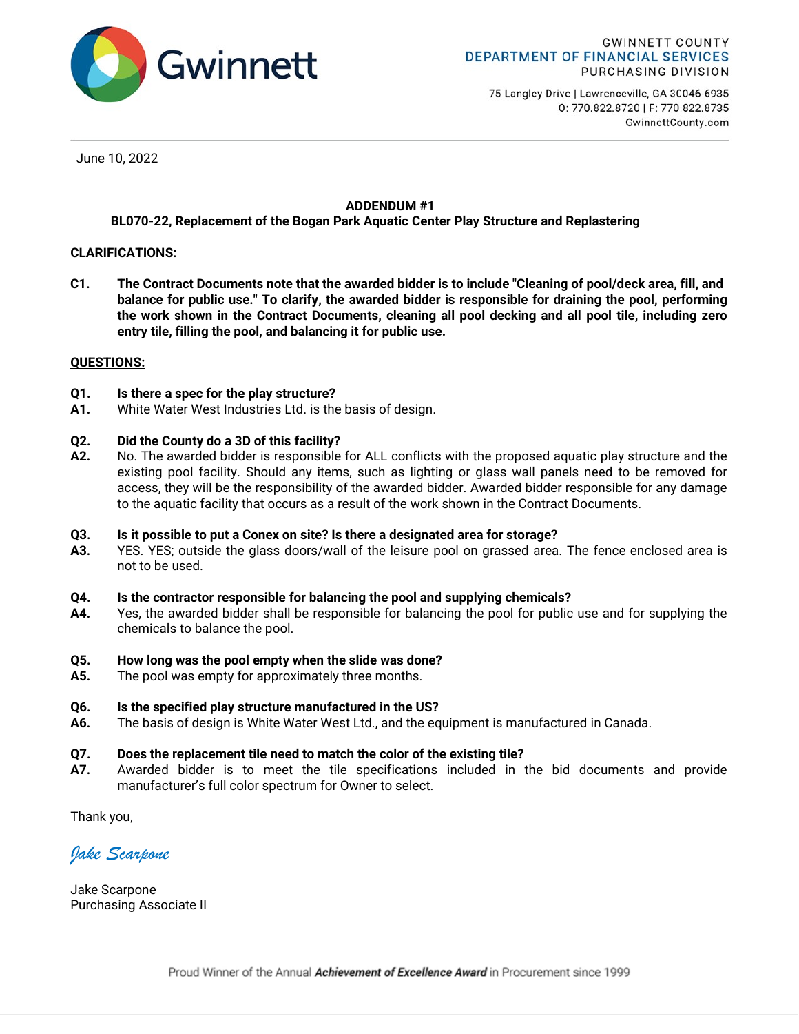Gwinnett

GWINNETT COUNTY
DEPARTMENT OF FINANCIAL SERVICES
PURCHASING DIVISION

75 Langley Drive | Lawrenceville, GA 30046-6935
O: 770.822.8720 | F: 770.822.8735
GwinnettCounty.com

June 10, 2022

**ADDENDUM #1**
**BL070-22, Replacement of the Bogan Park Aquatic Center Play Structure and Replastering**

**CLARIFICATIONS:**

**C1. The Contract Documents note that the awarded bidder is to include "Cleaning of pool/deck area, fill, and balance for public use." To clarify, the awarded bidder is responsible for draining the pool, performing the work shown in the Contract Documents, cleaning all pool decking and all pool tile, including zero entry tile, filling the pool, and balancing it for public use.**

**QUESTIONS:**

**Q1. Is there a spec for the play structure?**
**A1.** White Water West Industries Ltd. is the basis of design.

**Q2. Did the County do a 3D of this facility?**
**A2.** No. The awarded bidder is responsible for ALL conflicts with the proposed aquatic play structure and the existing pool facility. Should any items, such as lighting or glass wall panels need to be removed for access, they will be the responsibility of the awarded bidder. Awarded bidder responsible for any damage to the aquatic facility that occurs as a result of the work shown in the Contract Documents.

**Q3. Is it possible to put a Conex on site? Is there a designated area for storage?**
**A3.** YES. YES; outside the glass doors/wall of the leisure pool on grassed area. The fence enclosed area is not to be used.

**Q4. Is the contractor responsible for balancing the pool and supplying chemicals?**
**A4.** Yes, the awarded bidder shall be responsible for balancing the pool for public use and for supplying the chemicals to balance the pool.

**Q5. How long was the pool empty when the slide was done?**
**A5.** The pool was empty for approximately three months.

**Q6. Is the specified play structure manufactured in the US?**
**A6.** The basis of design is White Water West Ltd., and the equipment is manufactured in Canada.

**Q7. Does the replacement tile need to match the color of the existing tile?**
**A7.** Awarded bidder is to meet the tile specifications included in the bid documents and provide manufacturer's full color spectrum for Owner to select.

Thank you,

*Jake Scarpone*

Jake Scarpone
Purchasing Associate II

Proud Winner of the Annual ***Achievement of Excellence Award*** in Procurement since 1999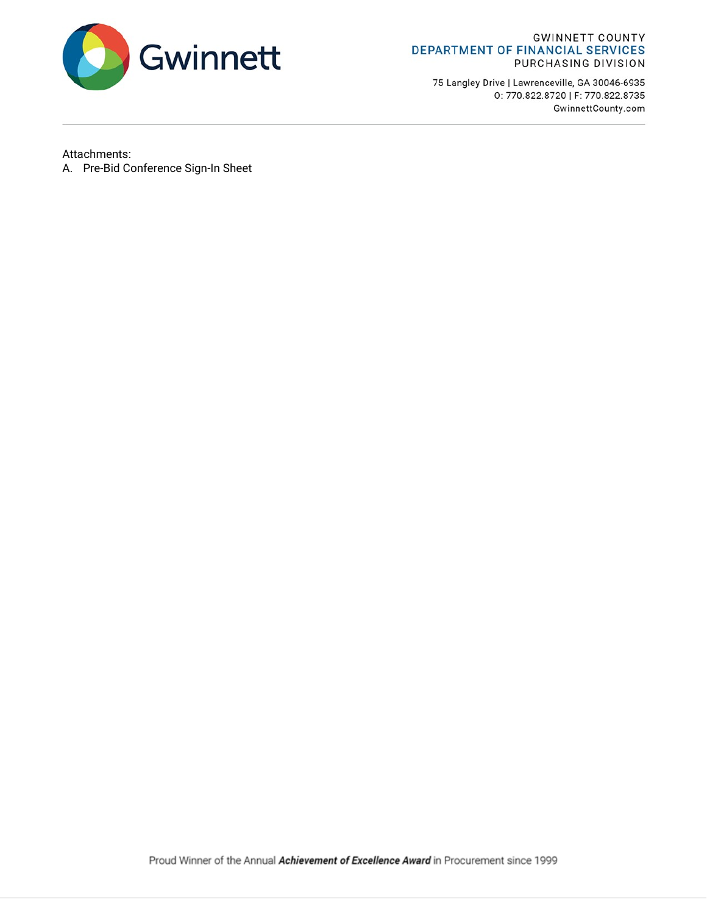Attachments:

A. Pre-Bid Conference Sign-In Sheet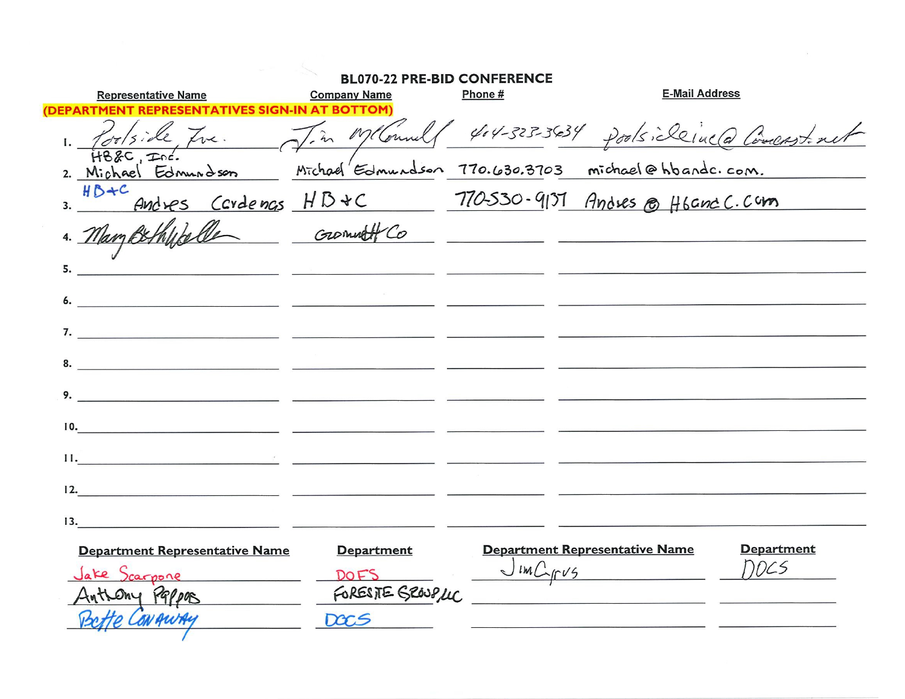# BL070-22 PRE-BID CONFERENCE

**(DEPARTMENT REPRESENTATIVES SIGN-IN AT BOTTOM)**

| | Representative Name | Company Name | Phone # | E-Mail Address |
|---|---|---|---|---|
| 1. | Poolside Inc. | Jim McConnell | 404-323-3634 | poolsideinc@comcast.net |
| 2. | HB&C, Inc. Michael Edmundson | Michael Edmundson | 770.630.3703 | michael@hbandc.com. |
| 3. | HB+C Andres Cardenas | HB+C | 770-530-9137 | Andres@HBandC.com |
| 4. | Mary Beth Whalle | Gromwell Co | | |
| 5. | | | | |
| 6. | | | | |
| 7. | | | | |
| 8. | | | | |
| 9. | | | | |
| 10. | | | | |
| 11. | | | | |
| 12. | | | | |
| 13. | | | | |

| Department Representative Name | Department | Department Representative Name | Department |
|---|---|---|---|
| Jake Scarpone | DOFS | Jim Cyrus | DOCS |
| Anthony Pappas | FORESITE GROUP, LLC | | |
| Bette Conaway | DOCS | | |